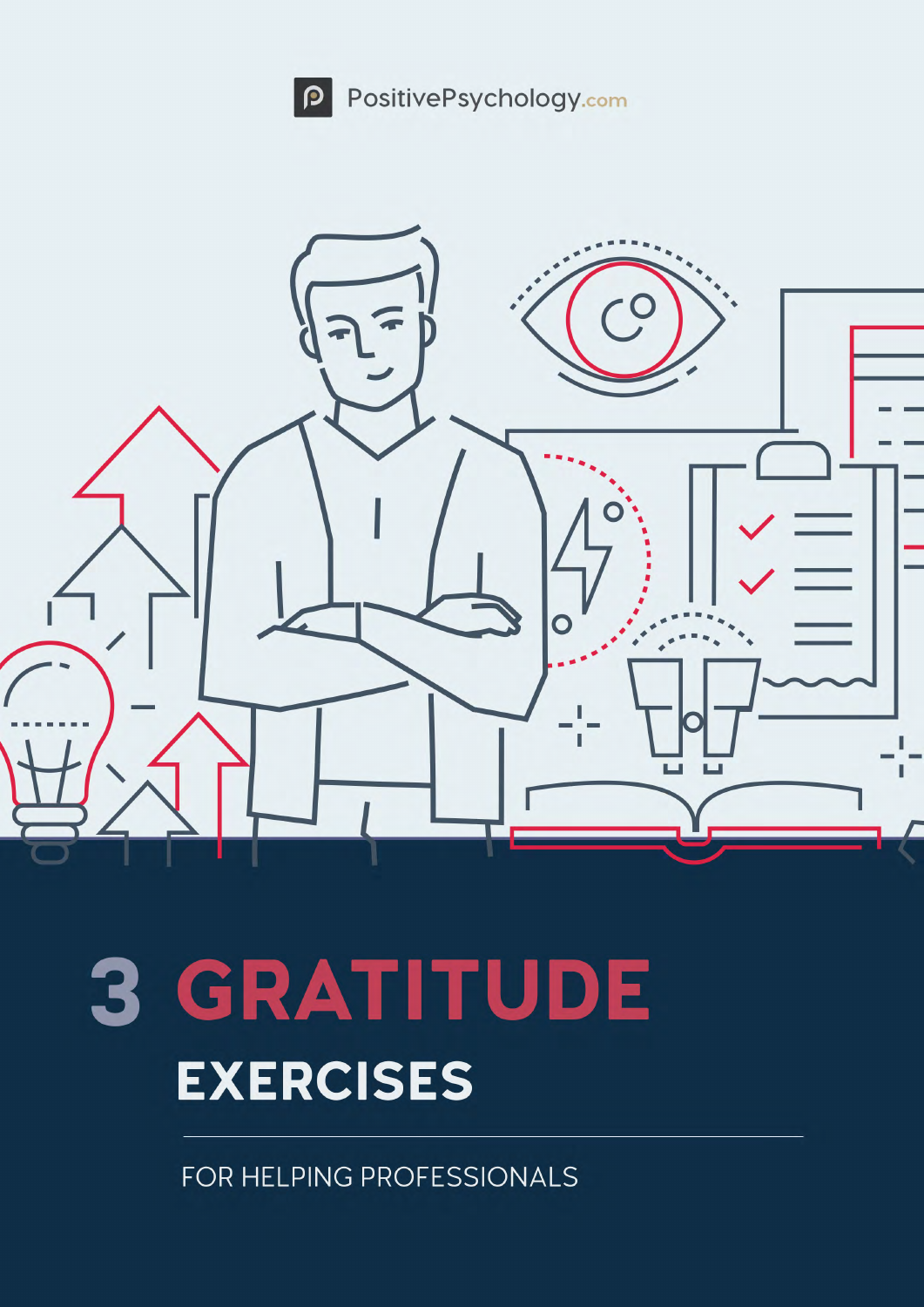PositivePsychology.com

# 3 GRATITUDE EXERCISES

FOR HELPING PROFESSIONALS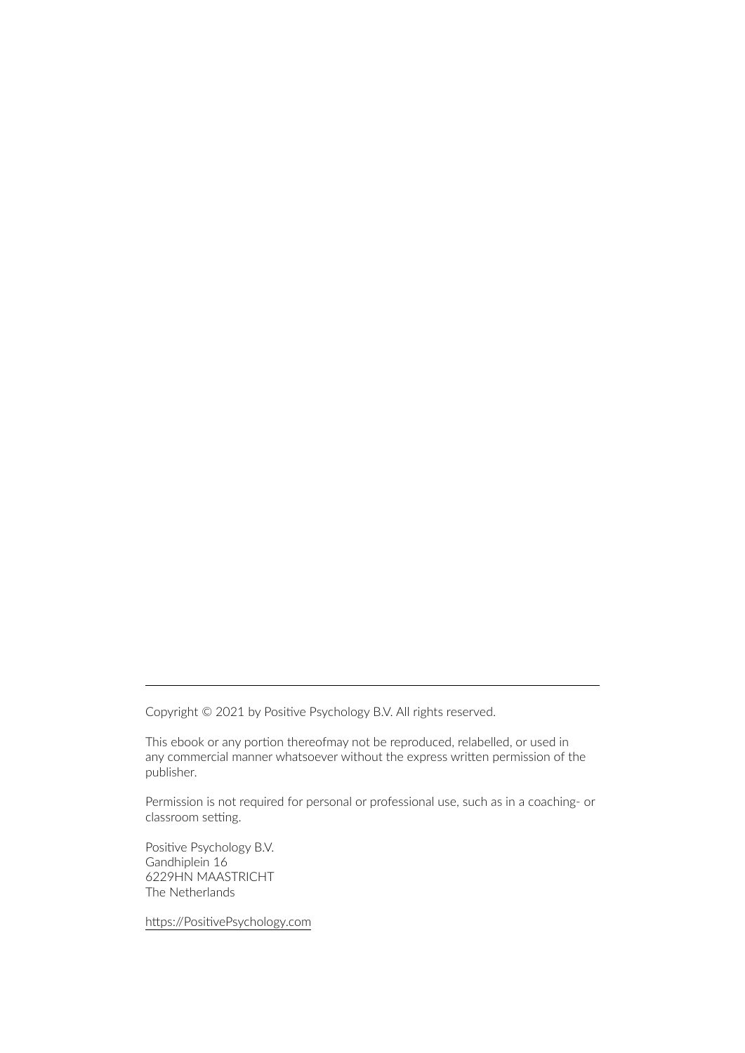---

Copyright © 2021 by Positive Psychology B.V. All rights reserved.

This ebook or any portion thereofmay not be reproduced, relabelled, or used in any commercial manner whatsoever without the express written permission of the publisher.

Permission is not required for personal or professional use, such as in a coaching- or classroom setting.

Positive Psychology B.V.
Gandhiplein 16
6229HN MAASTRICHT
The Netherlands

https://PositivePsychology.com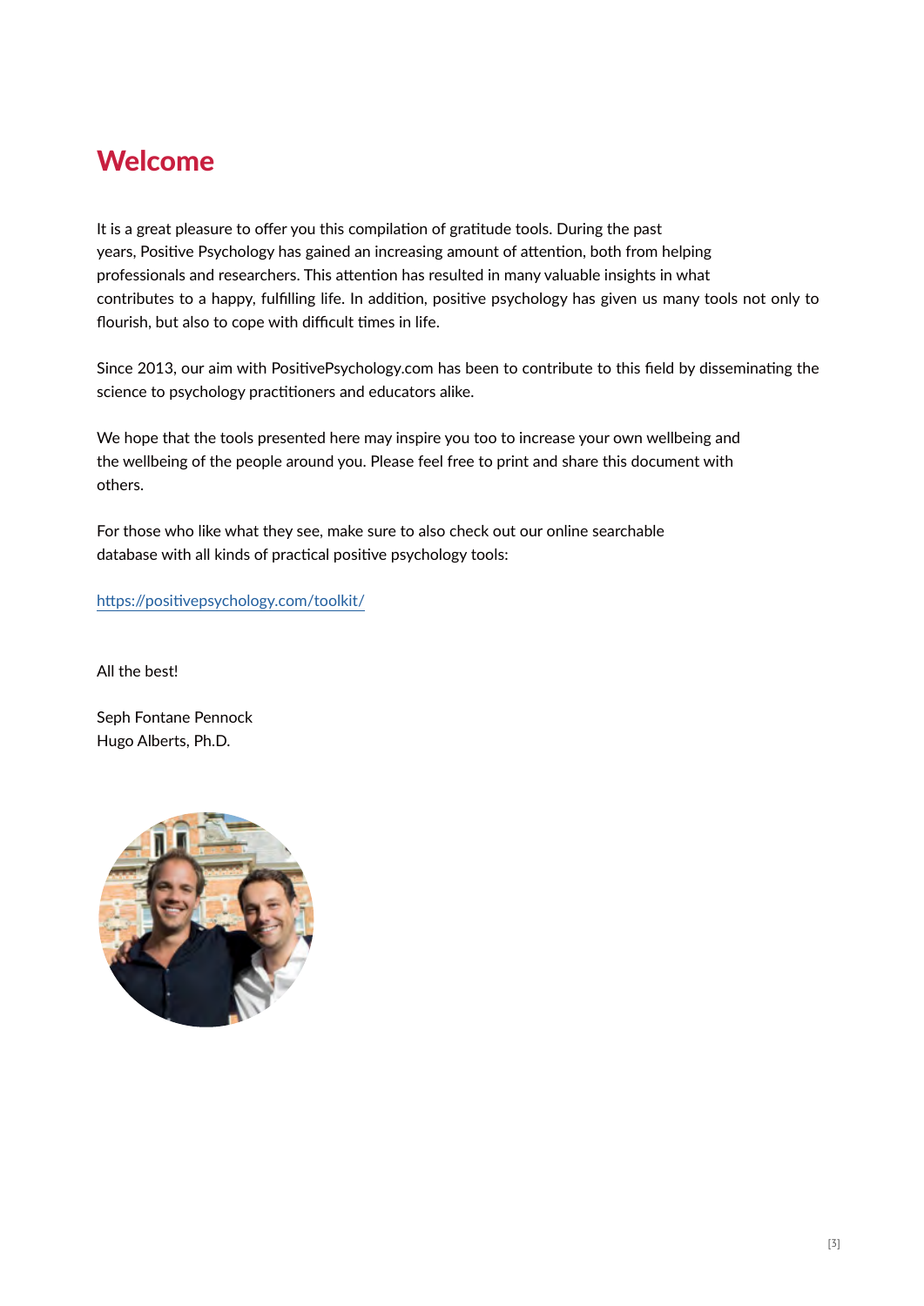# Welcome

It is a great pleasure to offer you this compilation of gratitude tools. During the past years, Positive Psychology has gained an increasing amount of attention, both from helping professionals and researchers. This attention has resulted in many valuable insights in what contributes to a happy, fulfilling life. In addition, positive psychology has given us many tools not only to flourish, but also to cope with difficult times in life.

Since 2013, our aim with PositivePsychology.com has been to contribute to this field by disseminating the science to psychology practitioners and educators alike.

We hope that the tools presented here may inspire you too to increase your own wellbeing and the wellbeing of the people around you. Please feel free to print and share this document with others.

For those who like what they see, make sure to also check out our online searchable database with all kinds of practical positive psychology tools:

https://positivepsychology.com/toolkit/

All the best!

Seph Fontane Pennock
Hugo Alberts, Ph.D.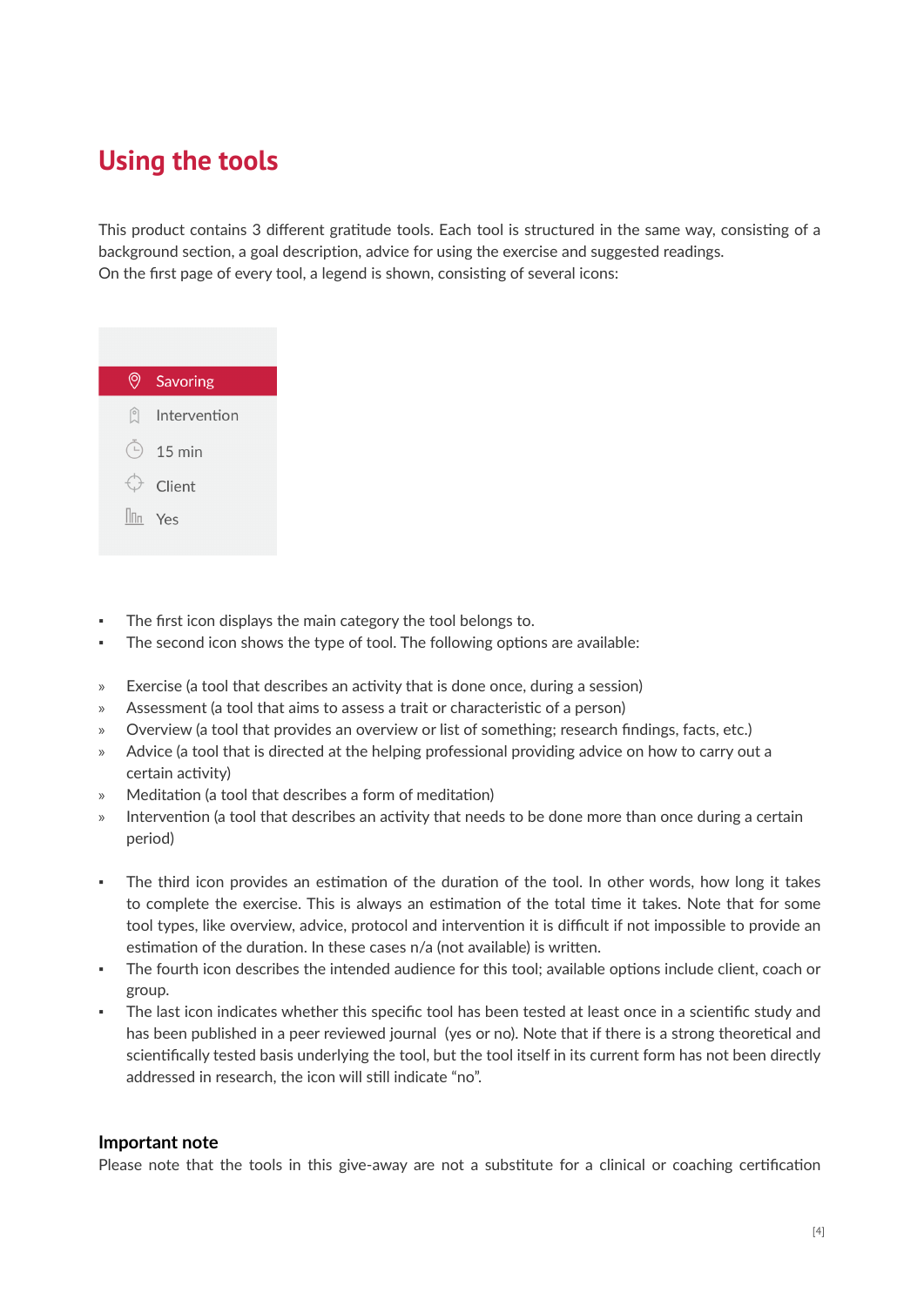# Using the tools

This product contains 3 different gratitude tools. Each tool is structured in the same way, consisting of a background section, a goal description, advice for using the exercise and suggested readings.
On the first page of every tool, a legend is shown, consisting of several icons:

- Savoring
- Intervention
- 15 min
- Client
- Yes

- The first icon displays the main category the tool belongs to.
- The second icon shows the type of tool. The following options are available:

  - Exercise (a tool that describes an activity that is done once, during a session)
  - Assessment (a tool that aims to assess a trait or characteristic of a person)
  - Overview (a tool that provides an overview or list of something; research findings, facts, etc.)
  - Advice (a tool that is directed at the helping professional providing advice on how to carry out a certain activity)
  - Meditation (a tool that describes a form of meditation)
  - Intervention (a tool that describes an activity that needs to be done more than once during a certain period)

- The third icon provides an estimation of the duration of the tool. In other words, how long it takes to complete the exercise. This is always an estimation of the total time it takes. Note that for some tool types, like overview, advice, protocol and intervention it is difficult if not impossible to provide an estimation of the duration. In these cases n/a (not available) is written.
- The fourth icon describes the intended audience for this tool; available options include client, coach or group.
- The last icon indicates whether this specific tool has been tested at least once in a scientific study and has been published in a peer reviewed journal (yes or no). Note that if there is a strong theoretical and scientifically tested basis underlying the tool, but the tool itself in its current form has not been directly addressed in research, the icon will still indicate "no".

### Important note

Please note that the tools in this give-away are not a substitute for a clinical or coaching certification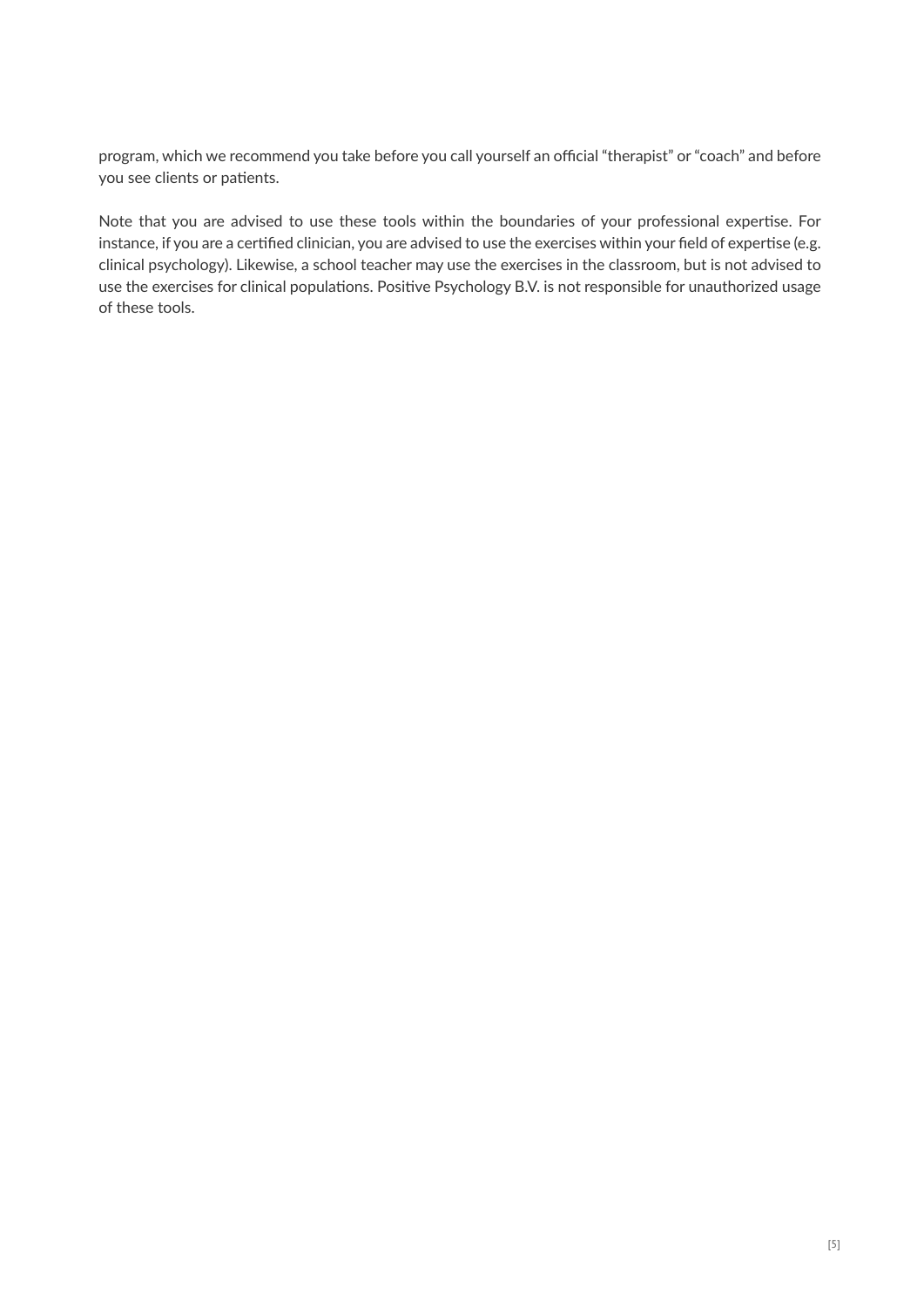program, which we recommend you take before you call yourself an official "therapist" or "coach" and before you see clients or patients.

Note that you are advised to use these tools within the boundaries of your professional expertise. For instance, if you are a certified clinician, you are advised to use the exercises within your field of expertise (e.g. clinical psychology). Likewise, a school teacher may use the exercises in the classroom, but is not advised to use the exercises for clinical populations. Positive Psychology B.V. is not responsible for unauthorized usage of these tools.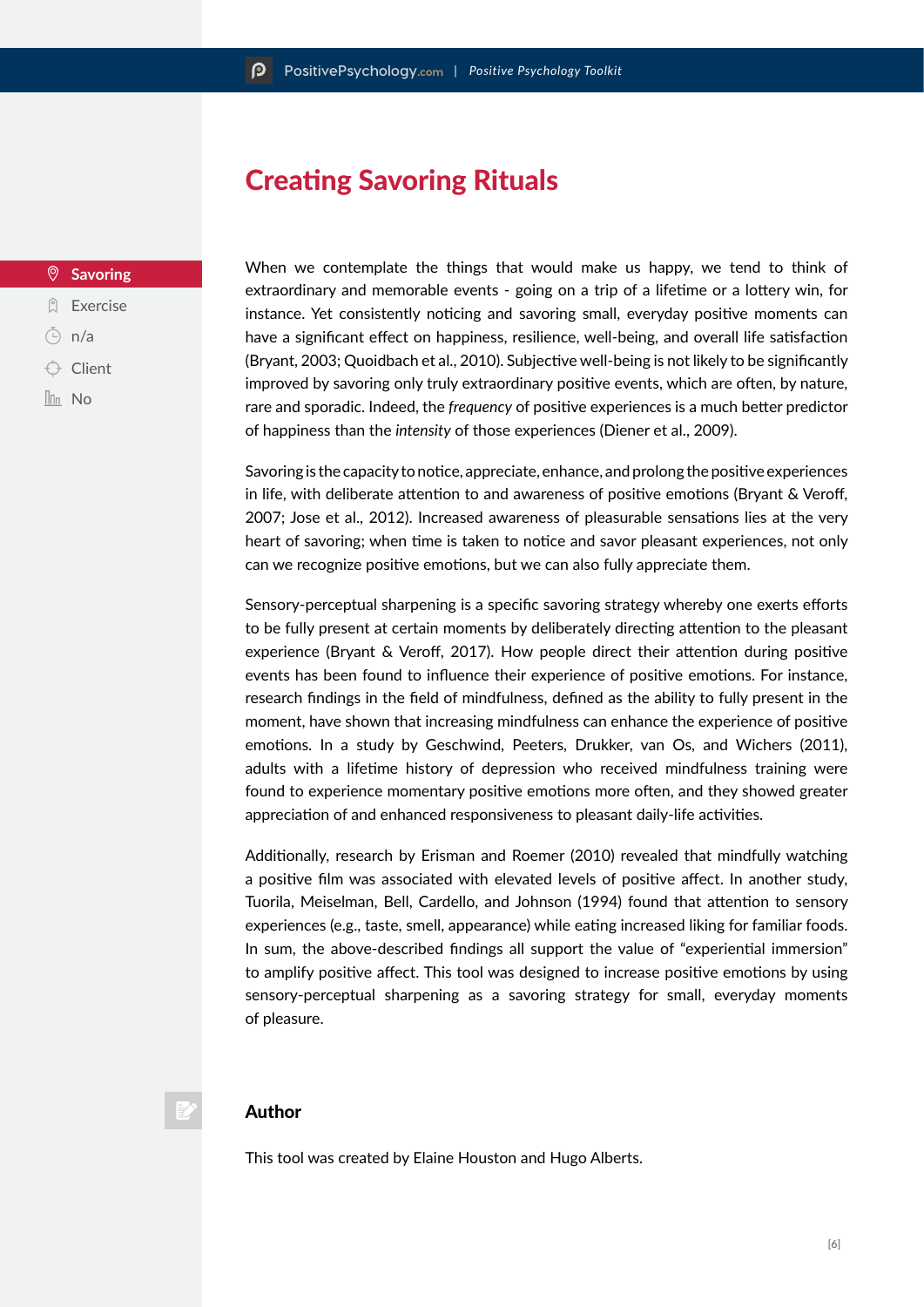# Creating Savoring Rituals

- Savoring
- Exercise
- n/a
- Client
- No

When we contemplate the things that would make us happy, we tend to think of extraordinary and memorable events - going on a trip of a lifetime or a lottery win, for instance. Yet consistently noticing and savoring small, everyday positive moments can have a significant effect on happiness, resilience, well-being, and overall life satisfaction (Bryant, 2003; Quoidbach et al., 2010). Subjective well-being is not likely to be significantly improved by savoring only truly extraordinary positive events, which are often, by nature, rare and sporadic. Indeed, the *frequency* of positive experiences is a much better predictor of happiness than the *intensity* of those experiences (Diener et al., 2009).

Savoring is the capacity to notice, appreciate, enhance, and prolong the positive experiences in life, with deliberate attention to and awareness of positive emotions (Bryant & Veroff, 2007; Jose et al., 2012). Increased awareness of pleasurable sensations lies at the very heart of savoring; when time is taken to notice and savor pleasant experiences, not only can we recognize positive emotions, but we can also fully appreciate them.

Sensory-perceptual sharpening is a specific savoring strategy whereby one exerts efforts to be fully present at certain moments by deliberately directing attention to the pleasant experience (Bryant & Veroff, 2017). How people direct their attention during positive events has been found to influence their experience of positive emotions. For instance, research findings in the field of mindfulness, defined as the ability to fully present in the moment, have shown that increasing mindfulness can enhance the experience of positive emotions. In a study by Geschwind, Peeters, Drukker, van Os, and Wichers (2011), adults with a lifetime history of depression who received mindfulness training were found to experience momentary positive emotions more often, and they showed greater appreciation of and enhanced responsiveness to pleasant daily-life activities.

Additionally, research by Erisman and Roemer (2010) revealed that mindfully watching a positive film was associated with elevated levels of positive affect. In another study, Tuorila, Meiselman, Bell, Cardello, and Johnson (1994) found that attention to sensory experiences (e.g., taste, smell, appearance) while eating increased liking for familiar foods. In sum, the above-described findings all support the value of "experiential immersion" to amplify positive affect. This tool was designed to increase positive emotions by using sensory-perceptual sharpening as a savoring strategy for small, everyday moments of pleasure.

## Author

This tool was created by Elaine Houston and Hugo Alberts.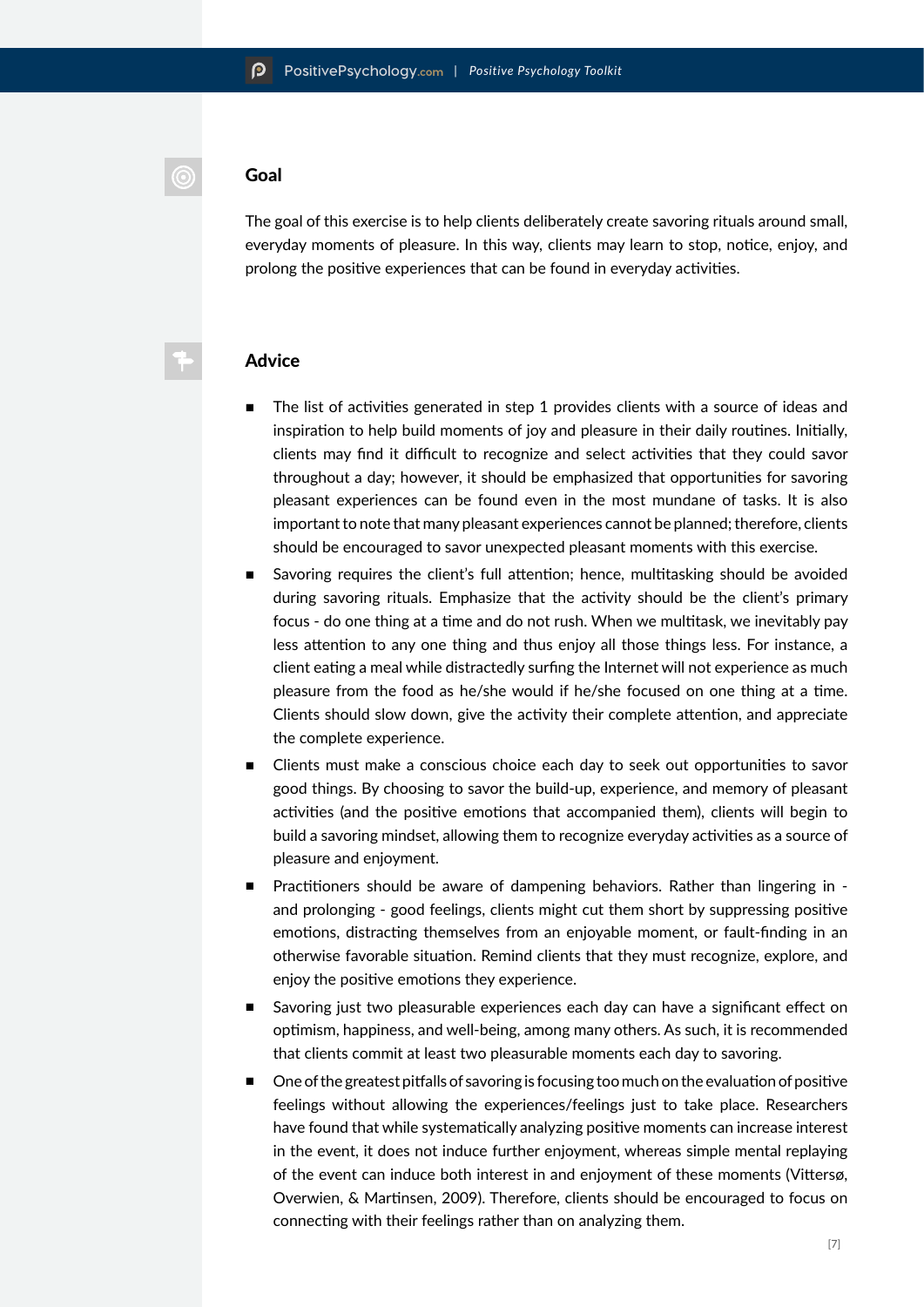## Goal

The goal of this exercise is to help clients deliberately create savoring rituals around small, everyday moments of pleasure. In this way, clients may learn to stop, notice, enjoy, and prolong the positive experiences that can be found in everyday activities.

## Advice

- The list of activities generated in step 1 provides clients with a source of ideas and inspiration to help build moments of joy and pleasure in their daily routines. Initially, clients may find it difficult to recognize and select activities that they could savor throughout a day; however, it should be emphasized that opportunities for savoring pleasant experiences can be found even in the most mundane of tasks. It is also important to note that many pleasant experiences cannot be planned; therefore, clients should be encouraged to savor unexpected pleasant moments with this exercise.
- Savoring requires the client's full attention; hence, multitasking should be avoided during savoring rituals. Emphasize that the activity should be the client's primary focus - do one thing at a time and do not rush. When we multitask, we inevitably pay less attention to any one thing and thus enjoy all those things less. For instance, a client eating a meal while distractedly surfing the Internet will not experience as much pleasure from the food as he/she would if he/she focused on one thing at a time. Clients should slow down, give the activity their complete attention, and appreciate the complete experience.
- Clients must make a conscious choice each day to seek out opportunities to savor good things. By choosing to savor the build-up, experience, and memory of pleasant activities (and the positive emotions that accompanied them), clients will begin to build a savoring mindset, allowing them to recognize everyday activities as a source of pleasure and enjoyment.
- Practitioners should be aware of dampening behaviors. Rather than lingering in - and prolonging - good feelings, clients might cut them short by suppressing positive emotions, distracting themselves from an enjoyable moment, or fault-finding in an otherwise favorable situation. Remind clients that they must recognize, explore, and enjoy the positive emotions they experience.
- Savoring just two pleasurable experiences each day can have a significant effect on optimism, happiness, and well-being, among many others. As such, it is recommended that clients commit at least two pleasurable moments each day to savoring.
- One of the greatest pitfalls of savoring is focusing too much on the evaluation of positive feelings without allowing the experiences/feelings just to take place. Researchers have found that while systematically analyzing positive moments can increase interest in the event, it does not induce further enjoyment, whereas simple mental replaying of the event can induce both interest in and enjoyment of these moments (Vittersø, Overwien, & Martinsen, 2009). Therefore, clients should be encouraged to focus on connecting with their feelings rather than on analyzing them.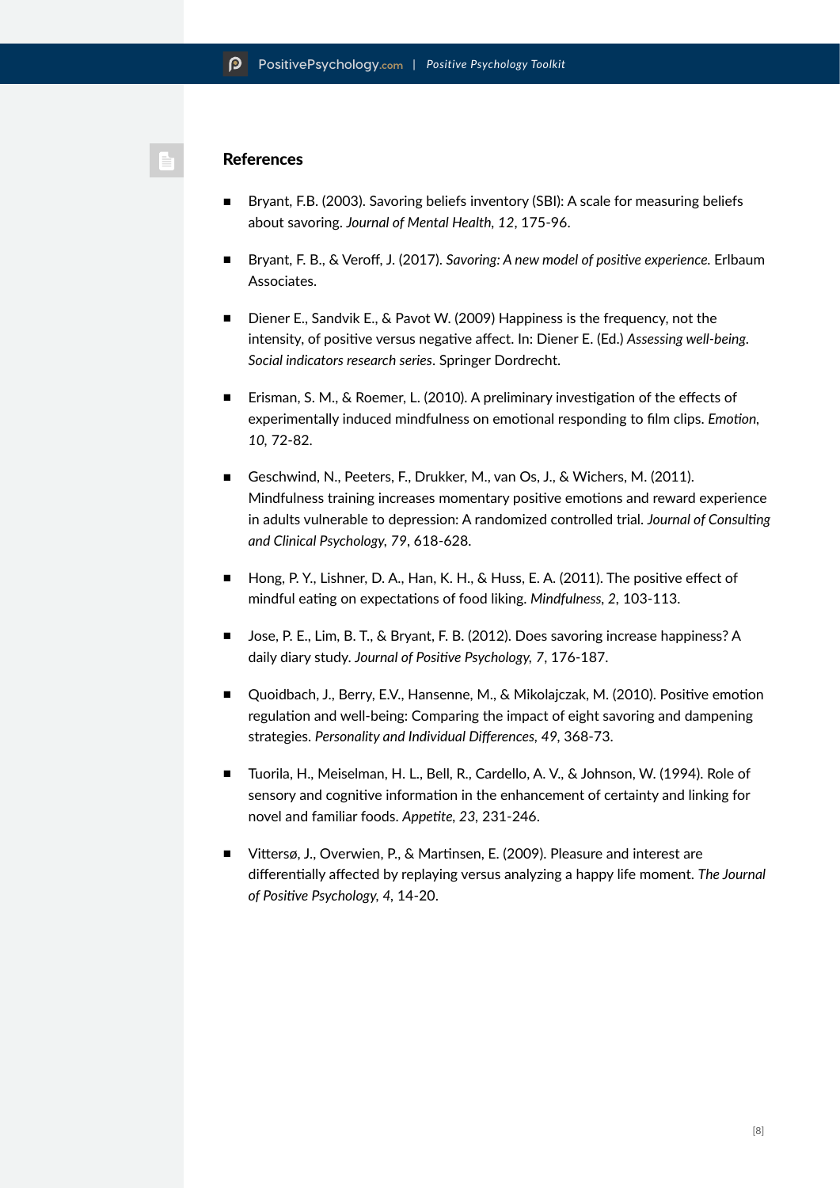## References

- Bryant, F.B. (2003). Savoring beliefs inventory (SBI): A scale for measuring beliefs about savoring. *Journal of Mental Health*, *12*, 175-96.
- Bryant, F. B., & Veroff, J. (2017). *Savoring: A new model of positive experience.* Erlbaum Associates.
- Diener E., Sandvik E., & Pavot W. (2009) Happiness is the frequency, not the intensity, of positive versus negative affect. In: Diener E. (Ed.) *Assessing well-being. Social indicators research series*. Springer Dordrecht.
- Erisman, S. M., & Roemer, L. (2010). A preliminary investigation of the effects of experimentally induced mindfulness on emotional responding to film clips. *Emotion*, *10*, 72-82.
- Geschwind, N., Peeters, F., Drukker, M., van Os, J., & Wichers, M. (2011). Mindfulness training increases momentary positive emotions and reward experience in adults vulnerable to depression: A randomized controlled trial. *Journal of Consulting and Clinical Psychology*, *79*, 618-628.
- Hong, P. Y., Lishner, D. A., Han, K. H., & Huss, E. A. (2011). The positive effect of mindful eating on expectations of food liking. *Mindfulness*, *2*, 103-113.
- Jose, P. E., Lim, B. T., & Bryant, F. B. (2012). Does savoring increase happiness? A daily diary study. *Journal of Positive Psychology*, *7*, 176-187.
- Quoidbach, J., Berry, E.V., Hansenne, M., & Mikolajczak, M. (2010). Positive emotion regulation and well-being: Comparing the impact of eight savoring and dampening strategies. *Personality and Individual Differences*, *49*, 368-73.
- Tuorila, H., Meiselman, H. L., Bell, R., Cardello, A. V., & Johnson, W. (1994). Role of sensory and cognitive information in the enhancement of certainty and linking for novel and familiar foods. *Appetite*, *23*, 231-246.
- Vittersø, J., Overwien, P., & Martinsen, E. (2009). Pleasure and interest are differentially affected by replaying versus analyzing a happy life moment. *The Journal of Positive Psychology*, *4*, 14-20.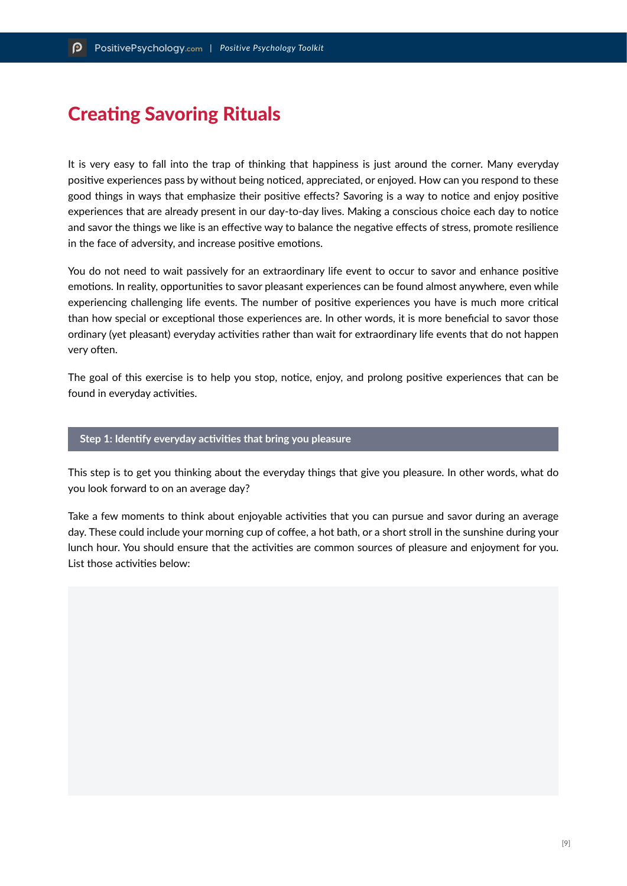# Creating Savoring Rituals

It is very easy to fall into the trap of thinking that happiness is just around the corner. Many everyday positive experiences pass by without being noticed, appreciated, or enjoyed. How can you respond to these good things in ways that emphasize their positive effects? Savoring is a way to notice and enjoy positive experiences that are already present in our day-to-day lives. Making a conscious choice each day to notice and savor the things we like is an effective way to balance the negative effects of stress, promote resilience in the face of adversity, and increase positive emotions.

You do not need to wait passively for an extraordinary life event to occur to savor and enhance positive emotions. In reality, opportunities to savor pleasant experiences can be found almost anywhere, even while experiencing challenging life events. The number of positive experiences you have is much more critical than how special or exceptional those experiences are. In other words, it is more beneficial to savor those ordinary (yet pleasant) everyday activities rather than wait for extraordinary life events that do not happen very often.

The goal of this exercise is to help you stop, notice, enjoy, and prolong positive experiences that can be found in everyday activities.

## Step 1: Identify everyday activities that bring you pleasure

This step is to get you thinking about the everyday things that give you pleasure. In other words, what do you look forward to on an average day?

Take a few moments to think about enjoyable activities that you can pursue and savor during an average day. These could include your morning cup of coffee, a hot bath, or a short stroll in the sunshine during your lunch hour. You should ensure that the activities are common sources of pleasure and enjoyment for you. List those activities below: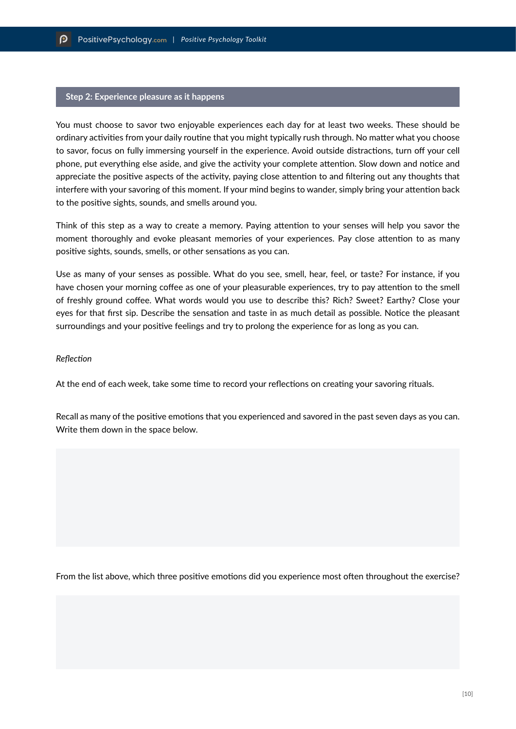## Step 2: Experience pleasure as it happens

You must choose to savor two enjoyable experiences each day for at least two weeks. These should be ordinary activities from your daily routine that you might typically rush through. No matter what you choose to savor, focus on fully immersing yourself in the experience. Avoid outside distractions, turn off your cell phone, put everything else aside, and give the activity your complete attention. Slow down and notice and appreciate the positive aspects of the activity, paying close attention to and filtering out any thoughts that interfere with your savoring of this moment. If your mind begins to wander, simply bring your attention back to the positive sights, sounds, and smells around you.

Think of this step as a way to create a memory. Paying attention to your senses will help you savor the moment thoroughly and evoke pleasant memories of your experiences. Pay close attention to as many positive sights, sounds, smells, or other sensations as you can.

Use as many of your senses as possible. What do you see, smell, hear, feel, or taste? For instance, if you have chosen your morning coffee as one of your pleasurable experiences, try to pay attention to the smell of freshly ground coffee. What words would you use to describe this? Rich? Sweet? Earthy? Close your eyes for that first sip. Describe the sensation and taste in as much detail as possible. Notice the pleasant surroundings and your positive feelings and try to prolong the experience for as long as you can.

*Reflection*

At the end of each week, take some time to record your reflections on creating your savoring rituals.

Recall as many of the positive emotions that you experienced and savored in the past seven days as you can. Write them down in the space below.

From the list above, which three positive emotions did you experience most often throughout the exercise?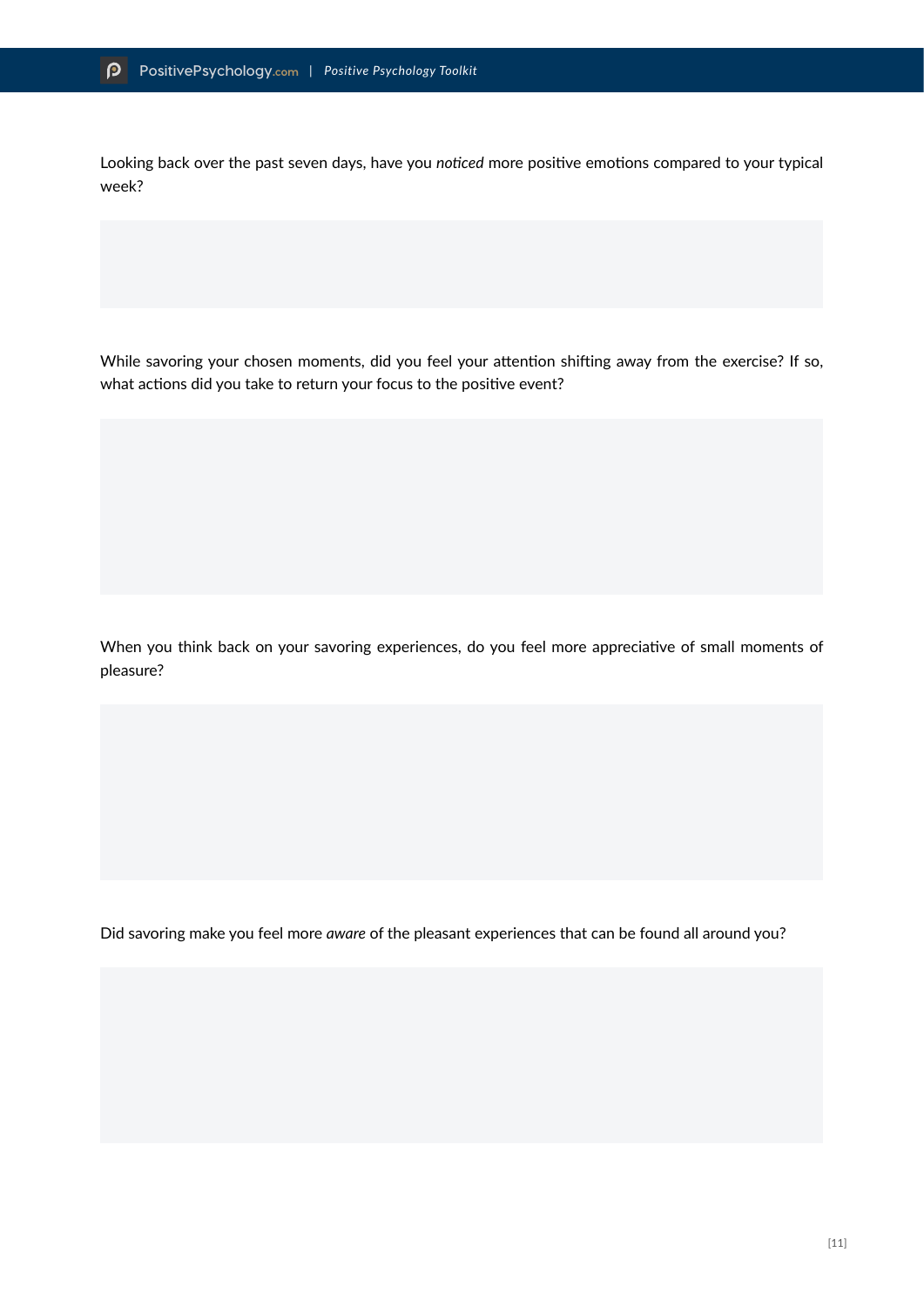Looking back over the past seven days, have you *noticed* more positive emotions compared to your typical week?

While savoring your chosen moments, did you feel your attention shifting away from the exercise? If so, what actions did you take to return your focus to the positive event?

When you think back on your savoring experiences, do you feel more appreciative of small moments of pleasure?

Did savoring make you feel more *aware* of the pleasant experiences that can be found all around you?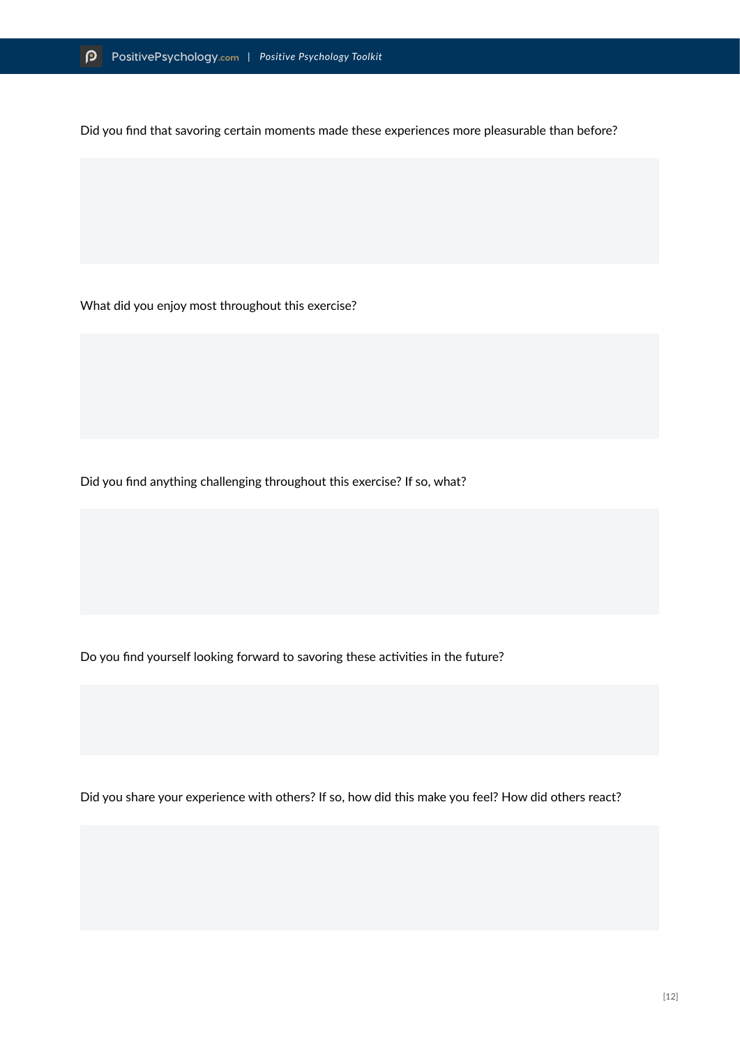Did you find that savoring certain moments made these experiences more pleasurable than before?

What did you enjoy most throughout this exercise?

Did you find anything challenging throughout this exercise? If so, what?

Do you find yourself looking forward to savoring these activities in the future?

Did you share your experience with others? If so, how did this make you feel? How did others react?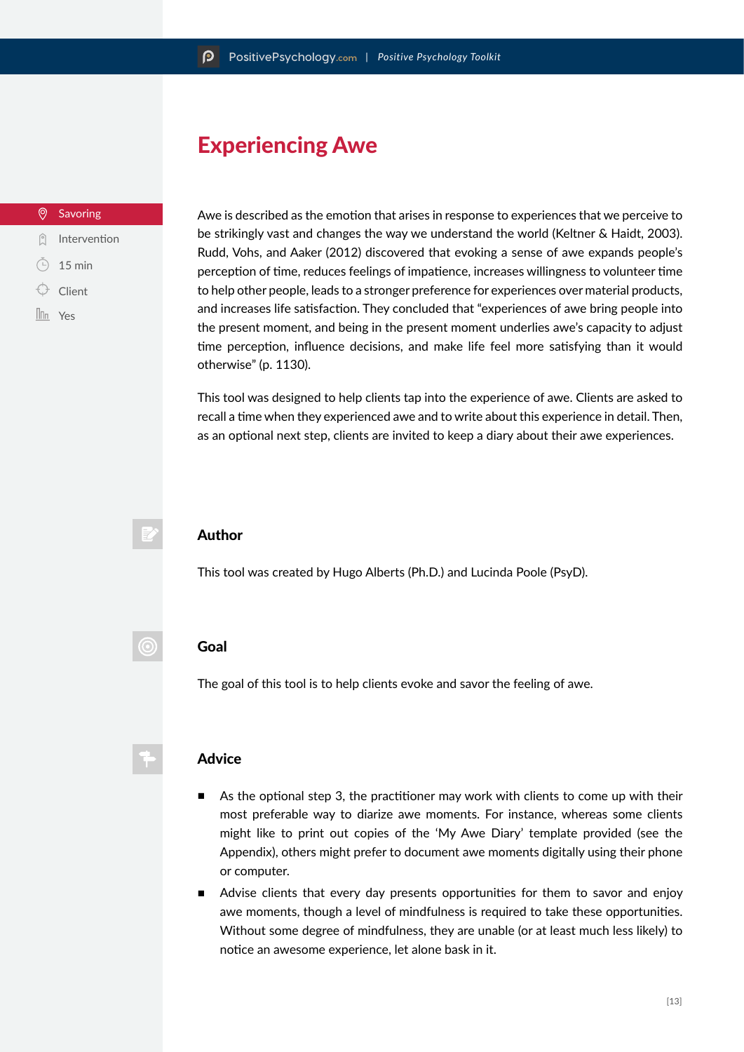# Experiencing Awe

- Savoring
- Intervention
- 15 min
- Client
- Yes

Awe is described as the emotion that arises in response to experiences that we perceive to be strikingly vast and changes the way we understand the world (Keltner & Haidt, 2003). Rudd, Vohs, and Aaker (2012) discovered that evoking a sense of awe expands people's perception of time, reduces feelings of impatience, increases willingness to volunteer time to help other people, leads to a stronger preference for experiences over material products, and increases life satisfaction. They concluded that "experiences of awe bring people into the present moment, and being in the present moment underlies awe's capacity to adjust time perception, influence decisions, and make life feel more satisfying than it would otherwise" (p. 1130).

This tool was designed to help clients tap into the experience of awe. Clients are asked to recall a time when they experienced awe and to write about this experience in detail. Then, as an optional next step, clients are invited to keep a diary about their awe experiences.

## Author

This tool was created by Hugo Alberts (Ph.D.) and Lucinda Poole (PsyD).

## Goal

The goal of this tool is to help clients evoke and savor the feeling of awe.

## Advice

- As the optional step 3, the practitioner may work with clients to come up with their most preferable way to diarize awe moments. For instance, whereas some clients might like to print out copies of the 'My Awe Diary' template provided (see the Appendix), others might prefer to document awe moments digitally using their phone or computer.
- Advise clients that every day presents opportunities for them to savor and enjoy awe moments, though a level of mindfulness is required to take these opportunities. Without some degree of mindfulness, they are unable (or at least much less likely) to notice an awesome experience, let alone bask in it.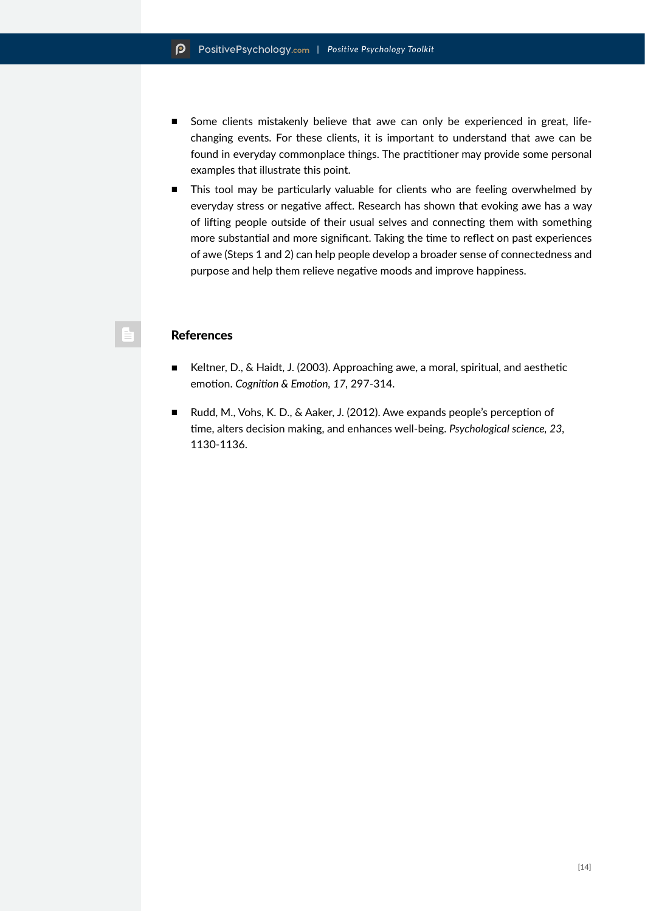- Some clients mistakenly believe that awe can only be experienced in great, life-changing events. For these clients, it is important to understand that awe can be found in everyday commonplace things. The practitioner may provide some personal examples that illustrate this point.
- This tool may be particularly valuable for clients who are feeling overwhelmed by everyday stress or negative affect. Research has shown that evoking awe has a way of lifting people outside of their usual selves and connecting them with something more substantial and more significant. Taking the time to reflect on past experiences of awe (Steps 1 and 2) can help people develop a broader sense of connectedness and purpose and help them relieve negative moods and improve happiness.

## References

- Keltner, D., & Haidt, J. (2003). Approaching awe, a moral, spiritual, and aesthetic emotion. *Cognition & Emotion*, *17*, 297-314.
- Rudd, M., Vohs, K. D., & Aaker, J. (2012). Awe expands people's perception of time, alters decision making, and enhances well-being. *Psychological science*, *23*, 1130-1136.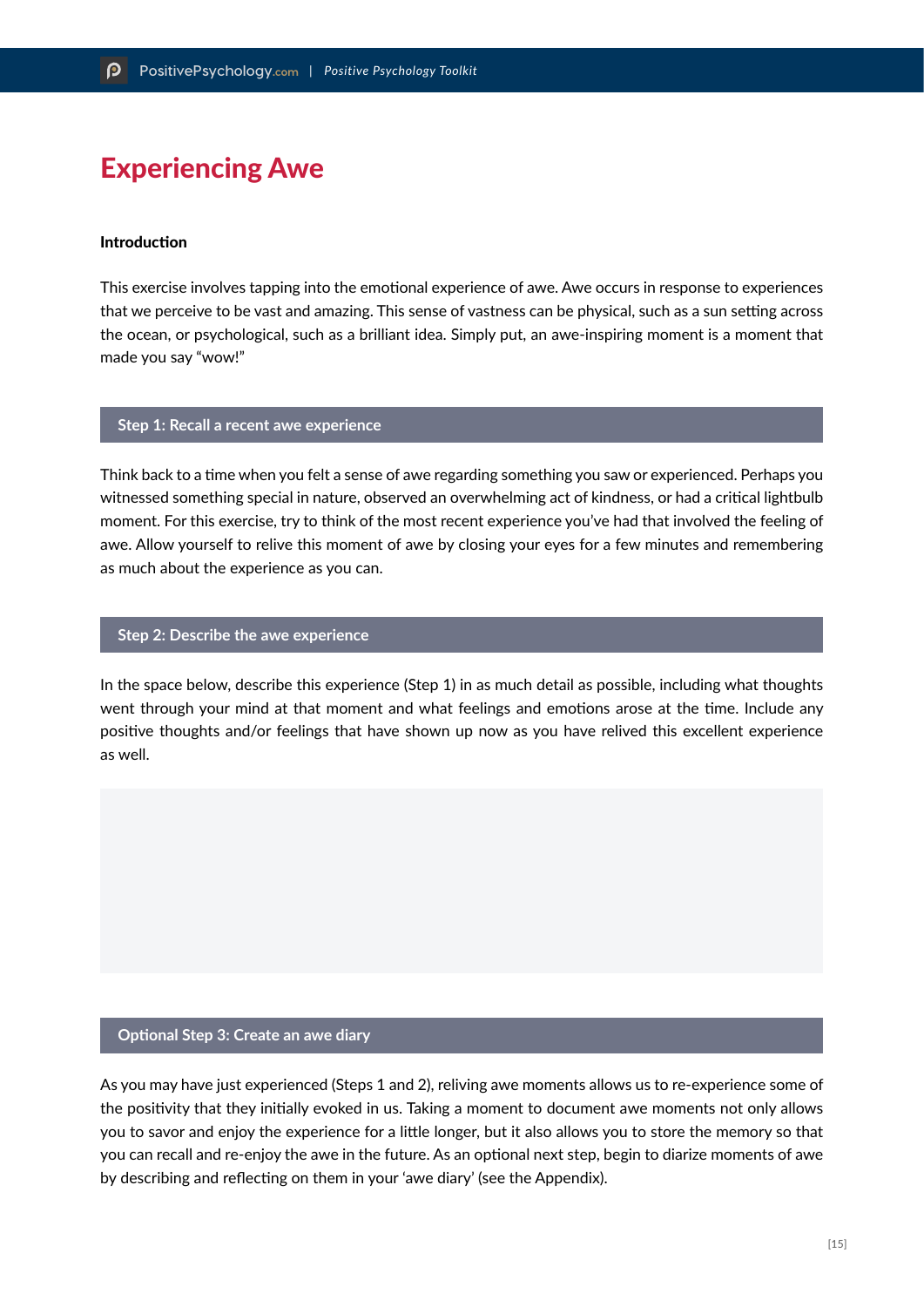# Experiencing Awe

**Introduction**

This exercise involves tapping into the emotional experience of awe. Awe occurs in response to experiences that we perceive to be vast and amazing. This sense of vastness can be physical, such as a sun setting across the ocean, or psychological, such as a brilliant idea. Simply put, an awe-inspiring moment is a moment that made you say "wow!"

## Step 1: Recall a recent awe experience

Think back to a time when you felt a sense of awe regarding something you saw or experienced. Perhaps you witnessed something special in nature, observed an overwhelming act of kindness, or had a critical lightbulb moment. For this exercise, try to think of the most recent experience you've had that involved the feeling of awe. Allow yourself to relive this moment of awe by closing your eyes for a few minutes and remembering as much about the experience as you can.

## Step 2: Describe the awe experience

In the space below, describe this experience (Step 1) in as much detail as possible, including what thoughts went through your mind at that moment and what feelings and emotions arose at the time. Include any positive thoughts and/or feelings that have shown up now as you have relived this excellent experience as well.

## Optional Step 3: Create an awe diary

As you may have just experienced (Steps 1 and 2), reliving awe moments allows us to re-experience some of the positivity that they initially evoked in us. Taking a moment to document awe moments not only allows you to savor and enjoy the experience for a little longer, but it also allows you to store the memory so that you can recall and re-enjoy the awe in the future. As an optional next step, begin to diarize moments of awe by describing and reflecting on them in your 'awe diary' (see the Appendix).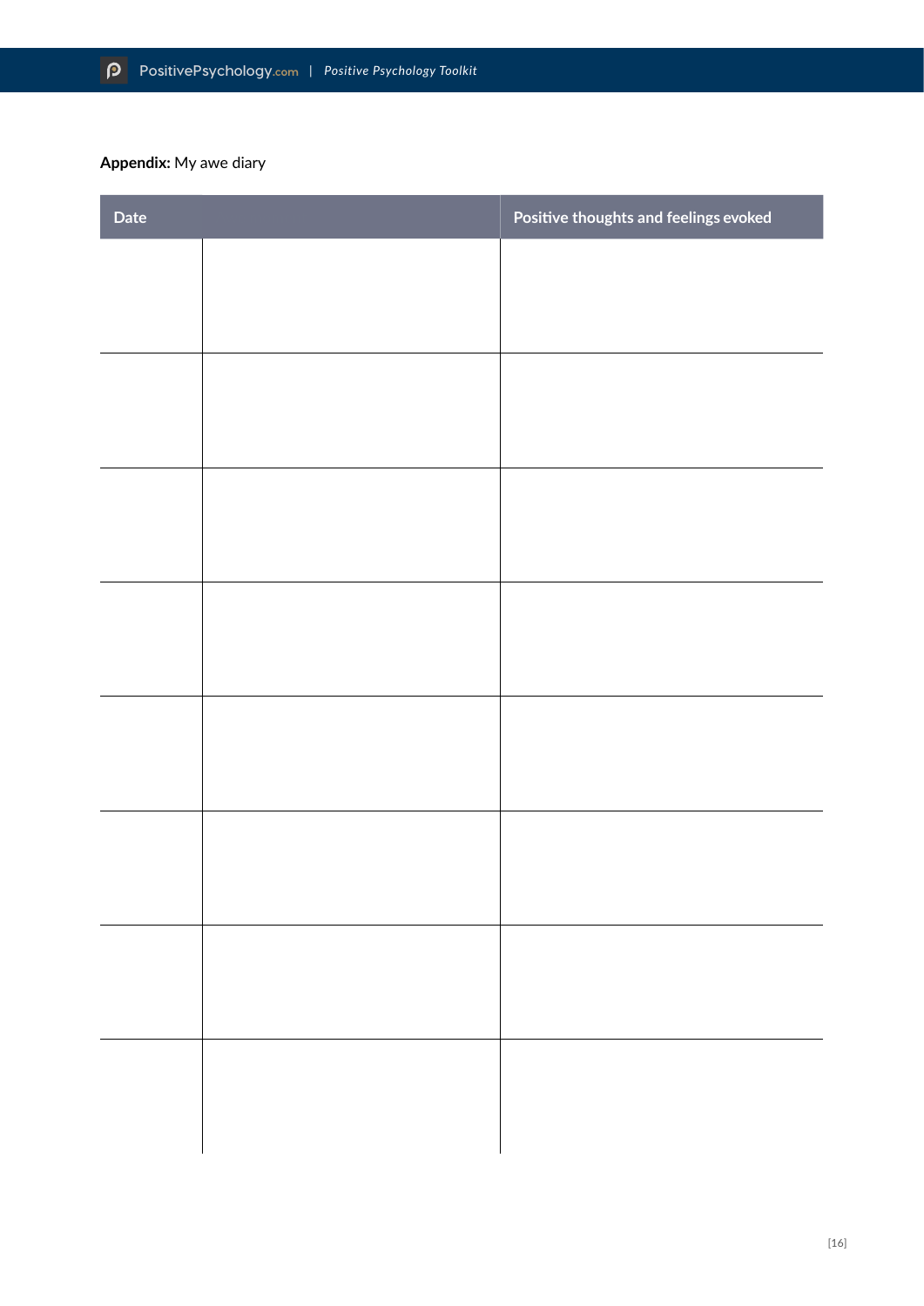**Appendix:** My awe diary

| Date | | Positive thoughts and feelings evoked |
|---|---|---|
| | | |
| | | |
| | | |
| | | |
| | | |
| | | |
| | | |
| | | |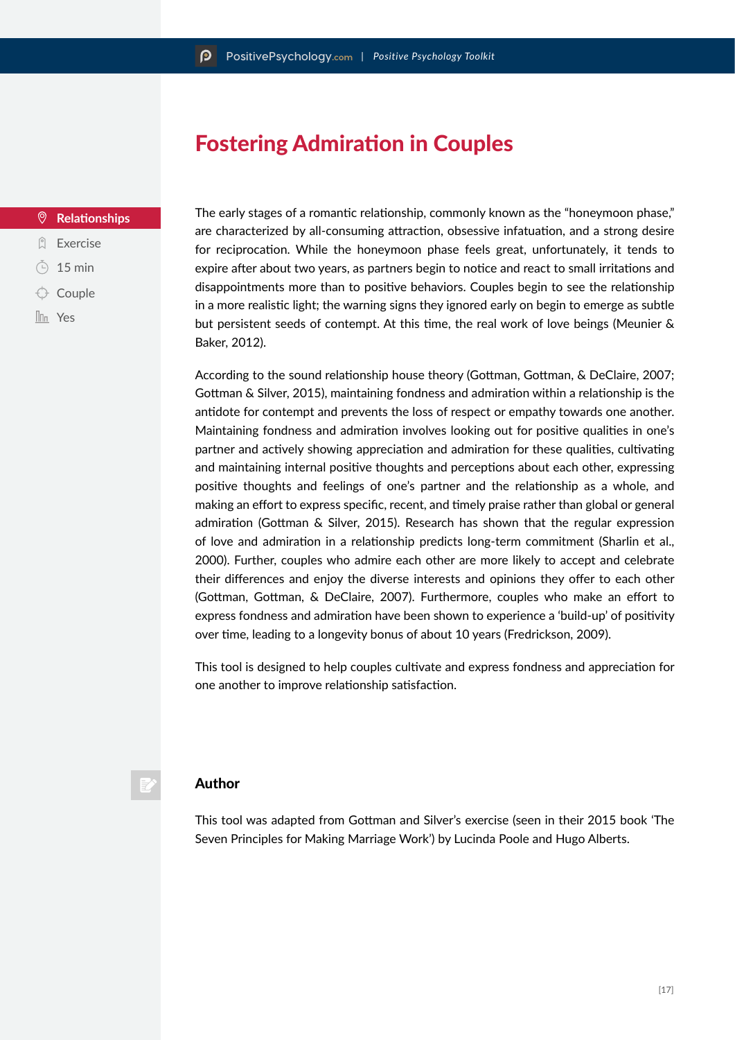# Fostering Admiration in Couples

- **Relationships**
- Exercise
- 15 min
- Couple
- Yes

The early stages of a romantic relationship, commonly known as the "honeymoon phase," are characterized by all-consuming attraction, obsessive infatuation, and a strong desire for reciprocation. While the honeymoon phase feels great, unfortunately, it tends to expire after about two years, as partners begin to notice and react to small irritations and disappointments more than to positive behaviors. Couples begin to see the relationship in a more realistic light; the warning signs they ignored early on begin to emerge as subtle but persistent seeds of contempt. At this time, the real work of love beings (Meunier & Baker, 2012).

According to the sound relationship house theory (Gottman, Gottman, & DeClaire, 2007; Gottman & Silver, 2015), maintaining fondness and admiration within a relationship is the antidote for contempt and prevents the loss of respect or empathy towards one another. Maintaining fondness and admiration involves looking out for positive qualities in one's partner and actively showing appreciation and admiration for these qualities, cultivating and maintaining internal positive thoughts and perceptions about each other, expressing positive thoughts and feelings of one's partner and the relationship as a whole, and making an effort to express specific, recent, and timely praise rather than global or general admiration (Gottman & Silver, 2015). Research has shown that the regular expression of love and admiration in a relationship predicts long-term commitment (Sharlin et al., 2000). Further, couples who admire each other are more likely to accept and celebrate their differences and enjoy the diverse interests and opinions they offer to each other (Gottman, Gottman, & DeClaire, 2007). Furthermore, couples who make an effort to express fondness and admiration have been shown to experience a 'build-up' of positivity over time, leading to a longevity bonus of about 10 years (Fredrickson, 2009).

This tool is designed to help couples cultivate and express fondness and appreciation for one another to improve relationship satisfaction.

## Author

This tool was adapted from Gottman and Silver's exercise (seen in their 2015 book 'The Seven Principles for Making Marriage Work') by Lucinda Poole and Hugo Alberts.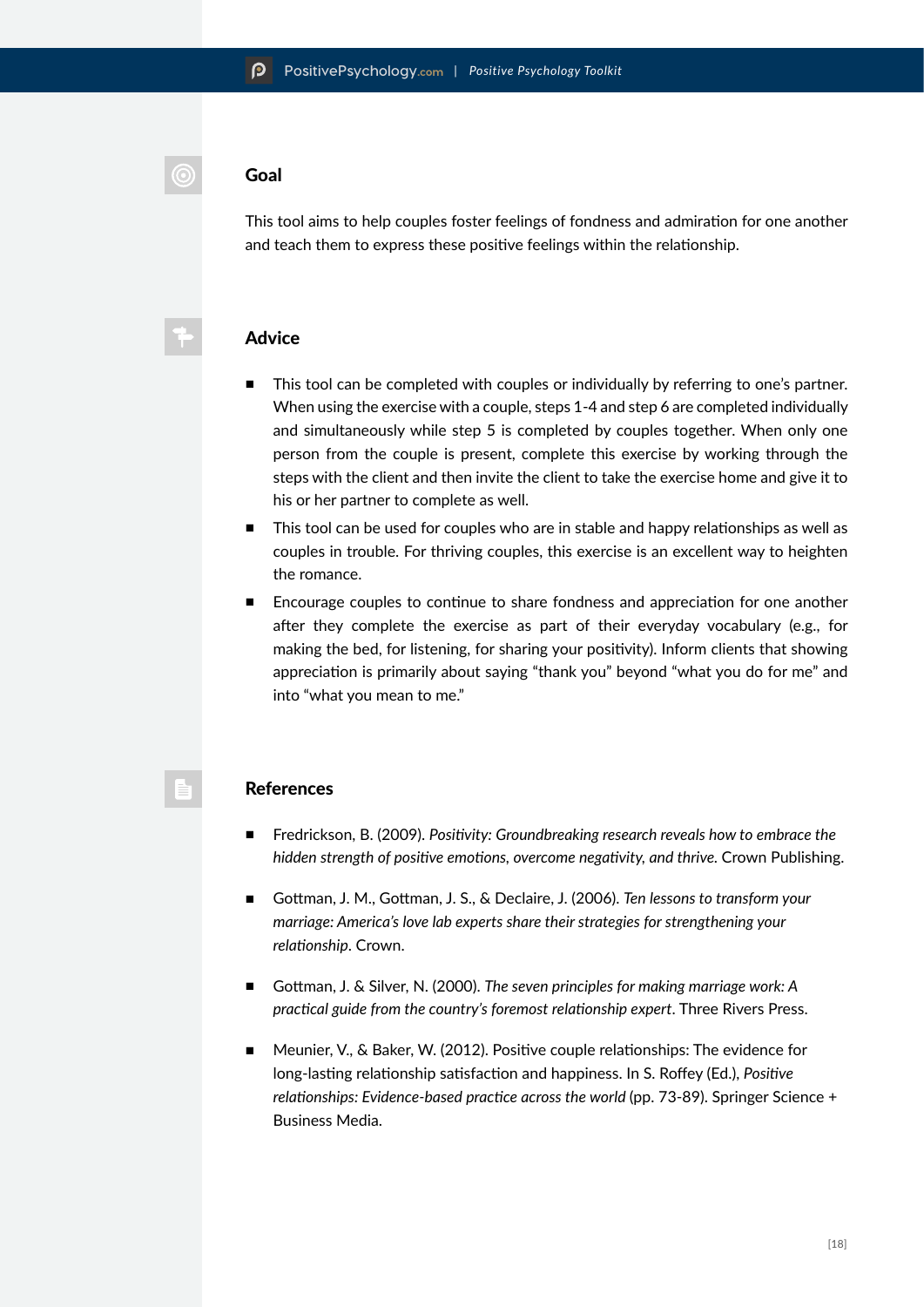## Goal

This tool aims to help couples foster feelings of fondness and admiration for one another and teach them to express these positive feelings within the relationship.

## Advice

- This tool can be completed with couples or individually by referring to one's partner. When using the exercise with a couple, steps 1-4 and step 6 are completed individually and simultaneously while step 5 is completed by couples together. When only one person from the couple is present, complete this exercise by working through the steps with the client and then invite the client to take the exercise home and give it to his or her partner to complete as well.
- This tool can be used for couples who are in stable and happy relationships as well as couples in trouble. For thriving couples, this exercise is an excellent way to heighten the romance.
- Encourage couples to continue to share fondness and appreciation for one another after they complete the exercise as part of their everyday vocabulary (e.g., for making the bed, for listening, for sharing your positivity). Inform clients that showing appreciation is primarily about saying "thank you" beyond "what you do for me" and into "what you mean to me."

## References

- Fredrickson, B. (2009). *Positivity: Groundbreaking research reveals how to embrace the hidden strength of positive emotions, overcome negativity, and thrive.* Crown Publishing.
- Gottman, J. M., Gottman, J. S., & Declaire, J. (2006). *Ten lessons to transform your marriage: America's love lab experts share their strategies for strengthening your relationship*. Crown.
- Gottman, J. & Silver, N. (2000). *The seven principles for making marriage work: A practical guide from the country's foremost relationship expert*. Three Rivers Press.
- Meunier, V., & Baker, W. (2012). Positive couple relationships: The evidence for long-lasting relationship satisfaction and happiness. In S. Roffey (Ed.), *Positive relationships: Evidence-based practice across the world* (pp. 73-89). Springer Science + Business Media.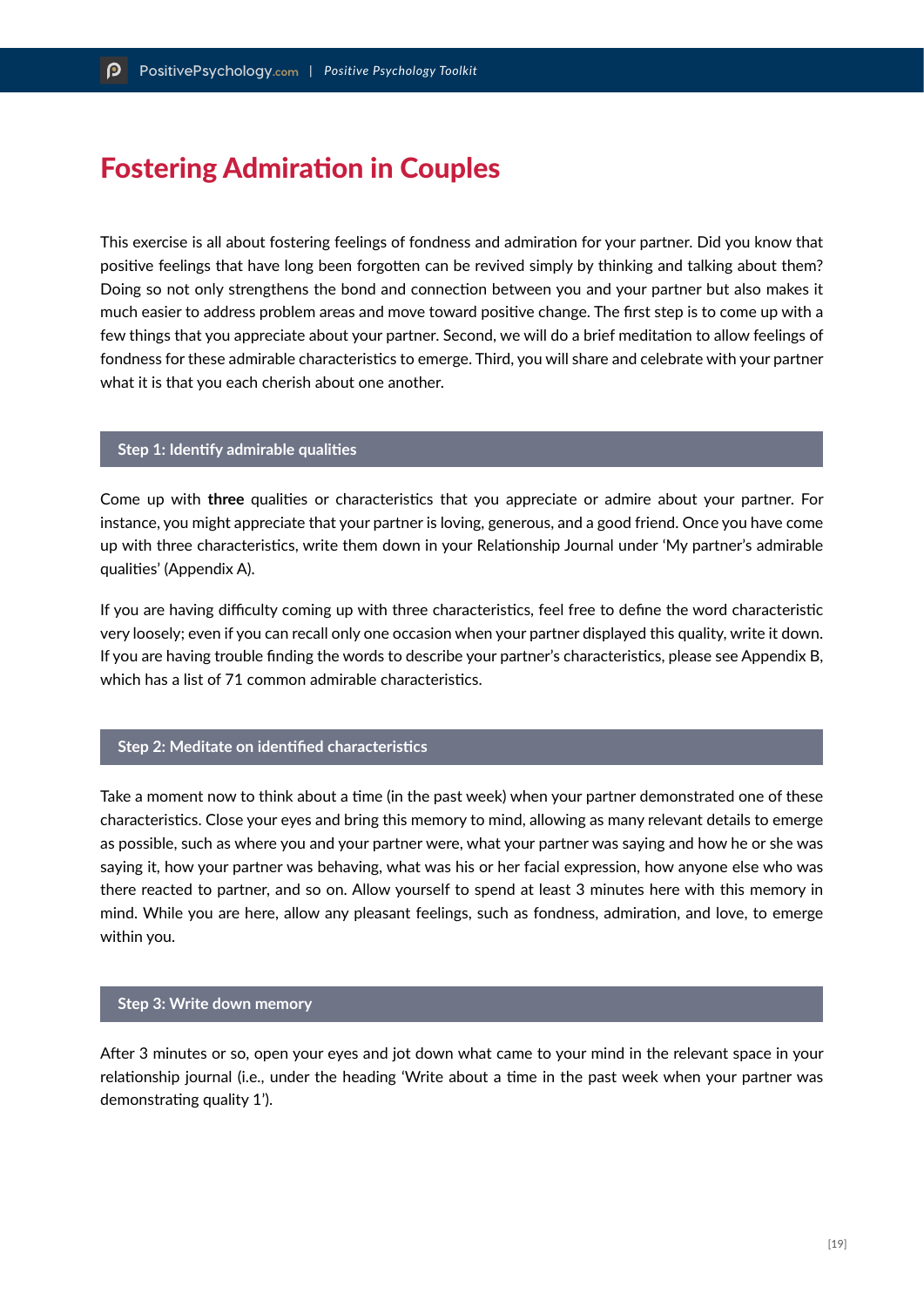# Fostering Admiration in Couples

This exercise is all about fostering feelings of fondness and admiration for your partner. Did you know that positive feelings that have long been forgotten can be revived simply by thinking and talking about them? Doing so not only strengthens the bond and connection between you and your partner but also makes it much easier to address problem areas and move toward positive change. The first step is to come up with a few things that you appreciate about your partner. Second, we will do a brief meditation to allow feelings of fondness for these admirable characteristics to emerge. Third, you will share and celebrate with your partner what it is that you each cherish about one another.

## Step 1: Identify admirable qualities

Come up with **three** qualities or characteristics that you appreciate or admire about your partner. For instance, you might appreciate that your partner is loving, generous, and a good friend. Once you have come up with three characteristics, write them down in your Relationship Journal under 'My partner's admirable qualities' (Appendix A).

If you are having difficulty coming up with three characteristics, feel free to define the word characteristic very loosely; even if you can recall only one occasion when your partner displayed this quality, write it down. If you are having trouble finding the words to describe your partner's characteristics, please see Appendix B, which has a list of 71 common admirable characteristics.

## Step 2: Meditate on identified characteristics

Take a moment now to think about a time (in the past week) when your partner demonstrated one of these characteristics. Close your eyes and bring this memory to mind, allowing as many relevant details to emerge as possible, such as where you and your partner were, what your partner was saying and how he or she was saying it, how your partner was behaving, what was his or her facial expression, how anyone else who was there reacted to partner, and so on. Allow yourself to spend at least 3 minutes here with this memory in mind. While you are here, allow any pleasant feelings, such as fondness, admiration, and love, to emerge within you.

## Step 3: Write down memory

After 3 minutes or so, open your eyes and jot down what came to your mind in the relevant space in your relationship journal (i.e., under the heading 'Write about a time in the past week when your partner was demonstrating quality 1').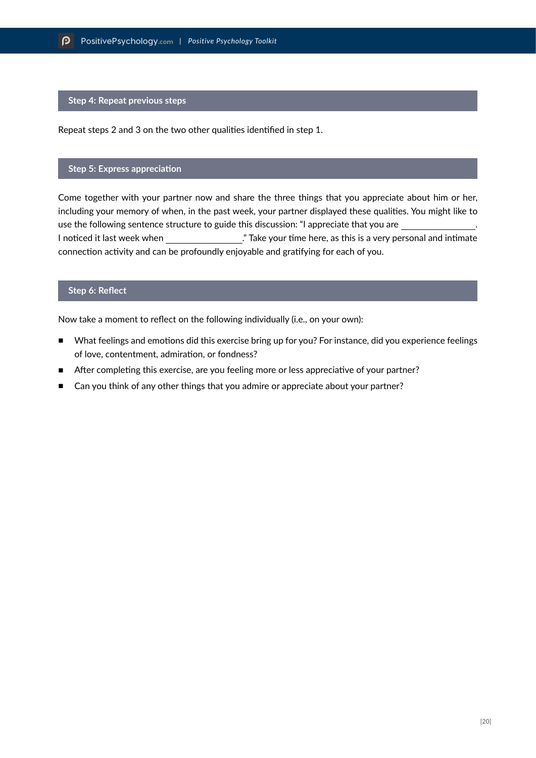### Step 4: Repeat previous steps

Repeat steps 2 and 3 on the two other qualities identified in step 1.

### Step 5: Express appreciation

Come together with your partner now and share the three things that you appreciate about him or her, including your memory of when, in the past week, your partner displayed these qualities. You might like to use the following sentence structure to guide this discussion: "I appreciate that you are \_\_\_\_\_\_\_\_\_\_\_\_\_\_\_\_. I noticed it last week when \_\_\_\_\_\_\_\_\_\_\_\_\_\_\_\_." Take your time here, as this is a very personal and intimate connection activity and can be profoundly enjoyable and gratifying for each of you.

### Step 6: Reflect

Now take a moment to reflect on the following individually (i.e., on your own):

- What feelings and emotions did this exercise bring up for you? For instance, did you experience feelings of love, contentment, admiration, or fondness?
- After completing this exercise, are you feeling more or less appreciative of your partner?
- Can you think of any other things that you admire or appreciate about your partner?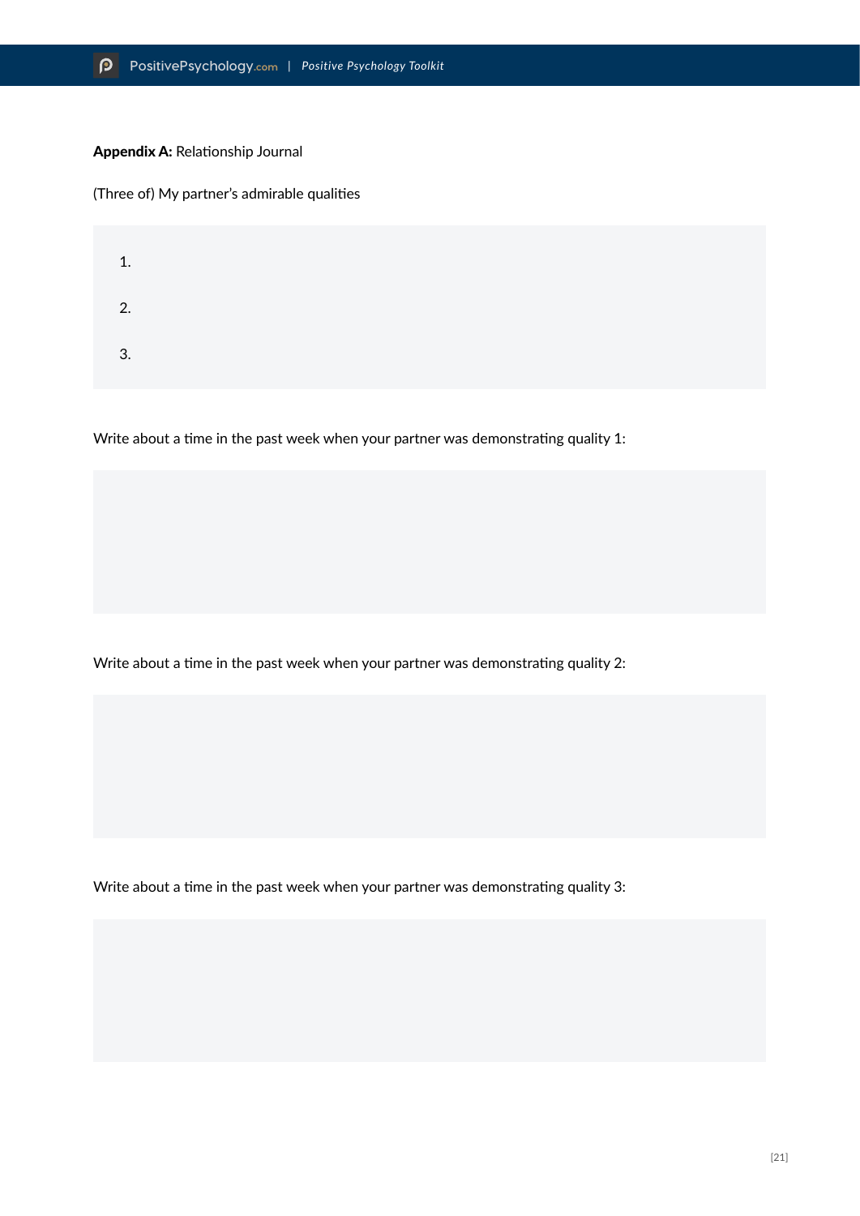**Appendix A:** Relationship Journal

(Three of) My partner's admirable qualities

1.

2.

3.

Write about a time in the past week when your partner was demonstrating quality 1:

Write about a time in the past week when your partner was demonstrating quality 2:

Write about a time in the past week when your partner was demonstrating quality 3: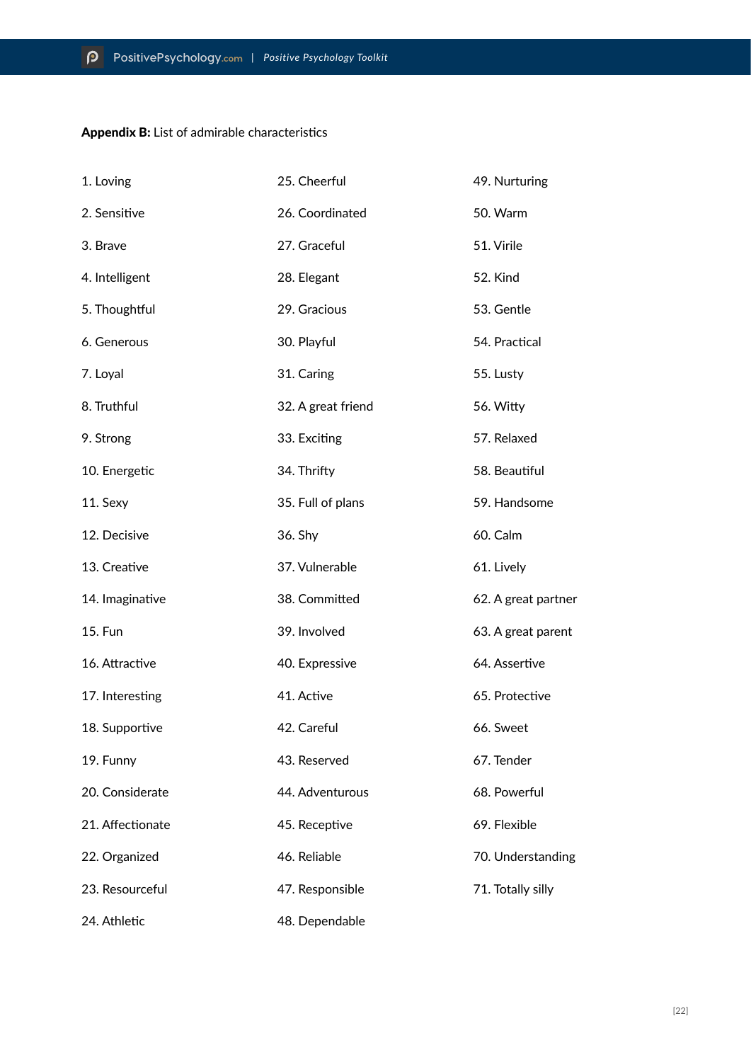**Appendix B:** List of admirable characteristics

1. Loving
2. Sensitive
3. Brave
4. Intelligent
5. Thoughtful
6. Generous
7. Loyal
8. Truthful
9. Strong
10. Energetic
11. Sexy
12. Decisive
13. Creative
14. Imaginative
15. Fun
16. Attractive
17. Interesting
18. Supportive
19. Funny
20. Considerate
21. Affectionate
22. Organized
23. Resourceful
24. Athletic
25. Cheerful
26. Coordinated
27. Graceful
28. Elegant
29. Gracious
30. Playful
31. Caring
32. A great friend
33. Exciting
34. Thrifty
35. Full of plans
36. Shy
37. Vulnerable
38. Committed
39. Involved
40. Expressive
41. Active
42. Careful
43. Reserved
44. Adventurous
45. Receptive
46. Reliable
47. Responsible
48. Dependable
49. Nurturing
50. Warm
51. Virile
52. Kind
53. Gentle
54. Practical
55. Lusty
56. Witty
57. Relaxed
58. Beautiful
59. Handsome
60. Calm
61. Lively
62. A great partner
63. A great parent
64. Assertive
65. Protective
66. Sweet
67. Tender
68. Powerful
69. Flexible
70. Understanding
71. Totally silly